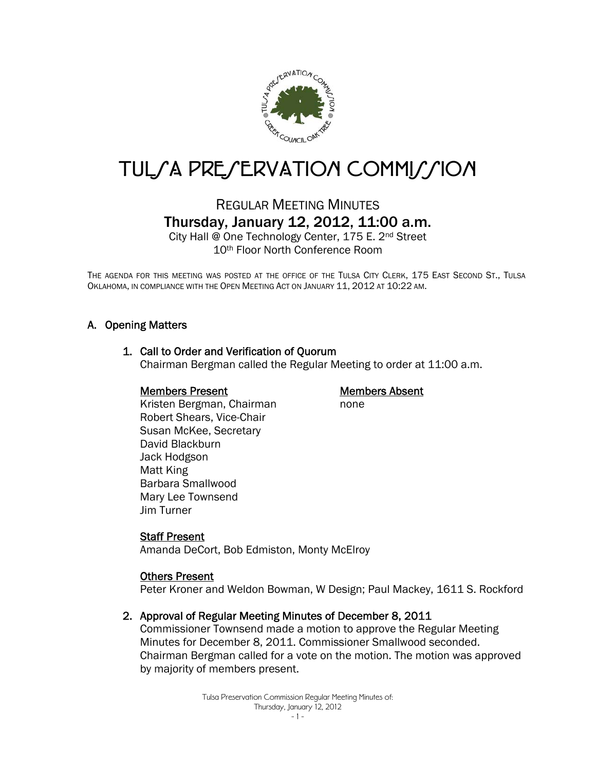# TULSA PRESERVATION COMMISSION

## REGULAR MEETING MINUTES

## Thursday, January 12, 2012, 11:00 a.m.

City Hall @ One Technology Center, 175 E. 2nd Street
10th Floor North Conference Room

THE AGENDA FOR THIS MEETING WAS POSTED AT THE OFFICE OF THE TULSA CITY CLERK, 175 EAST SECOND ST., TULSA OKLAHOMA, IN COMPLIANCE WITH THE OPEN MEETING ACT ON JANUARY 11, 2012 AT 10:22 AM.

### A. Opening Matters

#### 1. Call to Order and Verification of Quorum

Chairman Bergman called the Regular Meeting to order at 11:00 a.m.

**Members Present**

Kristen Bergman, Chairman
Robert Shears, Vice-Chair
Susan McKee, Secretary
David Blackburn
Jack Hodgson
Matt King
Barbara Smallwood
Mary Lee Townsend
Jim Turner

**Members Absent**

none

**Staff Present**

Amanda DeCort, Bob Edmiston, Monty McElroy

**Others Present**

Peter Kroner and Weldon Bowman, W Design; Paul Mackey, 1611 S. Rockford

#### 2. Approval of Regular Meeting Minutes of December 8, 2011

Commissioner Townsend made a motion to approve the Regular Meeting Minutes for December 8, 2011. Commissioner Smallwood seconded. Chairman Bergman called for a vote on the motion. The motion was approved by majority of members present.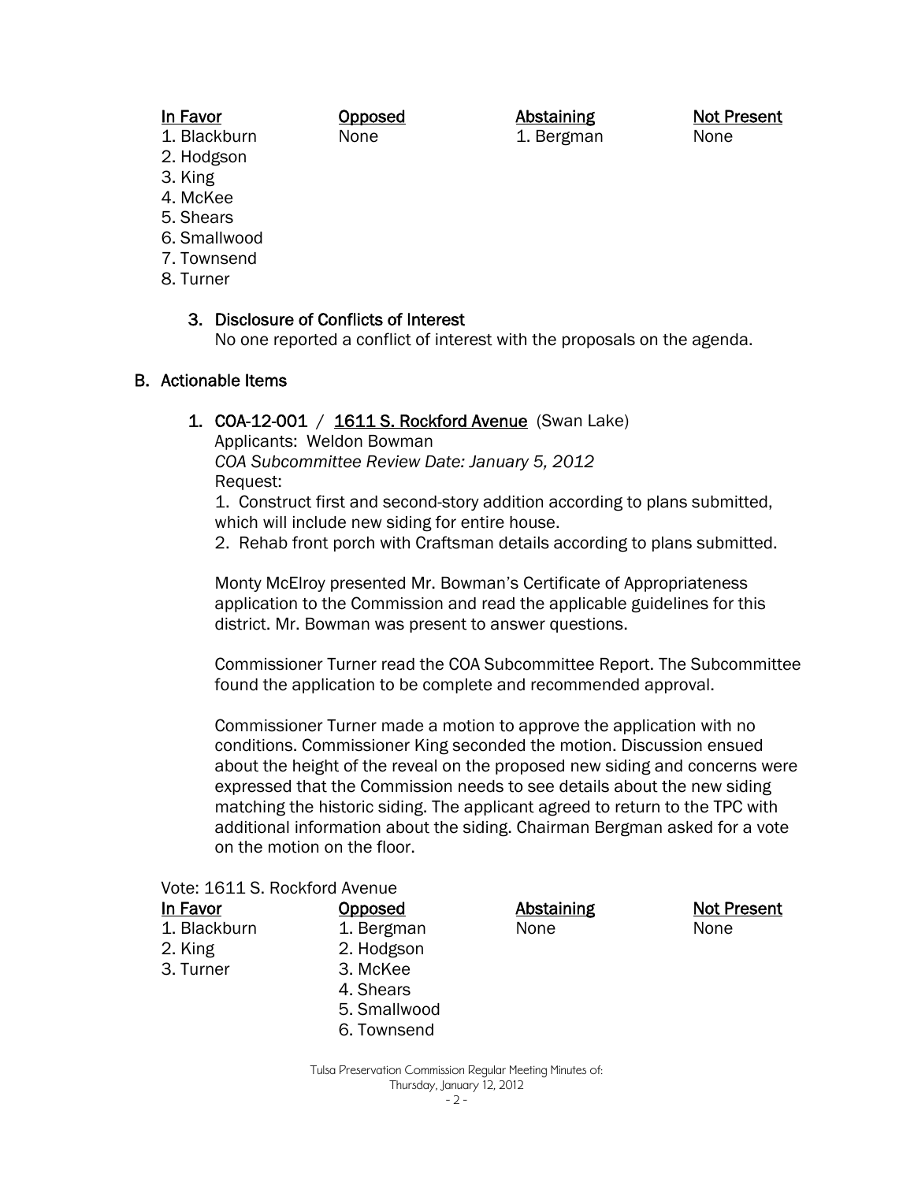| In Favor | Opposed | Abstaining | Not Present |
| --- | --- | --- | --- |
| 1. Blackburn | None | 1. Bergman | None |
| 2. Hodgson | | | |
| 3. King | | | |
| 4. McKee | | | |
| 5. Shears | | | |
| 6. Smallwood | | | |
| 7. Townsend | | | |
| 8. Turner | | | |

3. Disclosure of Conflicts of Interest
   No one reported a conflict of interest with the proposals on the agenda.

## B. Actionable Items

1. COA-12-001 / 1611 S. Rockford Avenue (Swan Lake)
   Applicants: Weldon Bowman
   *COA Subcommittee Review Date: January 5, 2012*
   Request:
   1. Construct first and second-story addition according to plans submitted, which will include new siding for entire house.
   2. Rehab front porch with Craftsman details according to plans submitted.

   Monty McElroy presented Mr. Bowman's Certificate of Appropriateness application to the Commission and read the applicable guidelines for this district. Mr. Bowman was present to answer questions.

   Commissioner Turner read the COA Subcommittee Report. The Subcommittee found the application to be complete and recommended approval.

   Commissioner Turner made a motion to approve the application with no conditions. Commissioner King seconded the motion. Discussion ensued about the height of the reveal on the proposed new siding and concerns were expressed that the Commission needs to see details about the new siding matching the historic siding. The applicant agreed to return to the TPC with additional information about the siding. Chairman Bergman asked for a vote on the motion on the floor.

Vote: 1611 S. Rockford Avenue

| In Favor | Opposed | Abstaining | Not Present |
| --- | --- | --- | --- |
| 1. Blackburn | 1. Bergman | None | None |
| 2. King | 2. Hodgson | | |
| 3. Turner | 3. McKee | | |
| | 4. Shears | | |
| | 5. Smallwood | | |
| | 6. Townsend | | |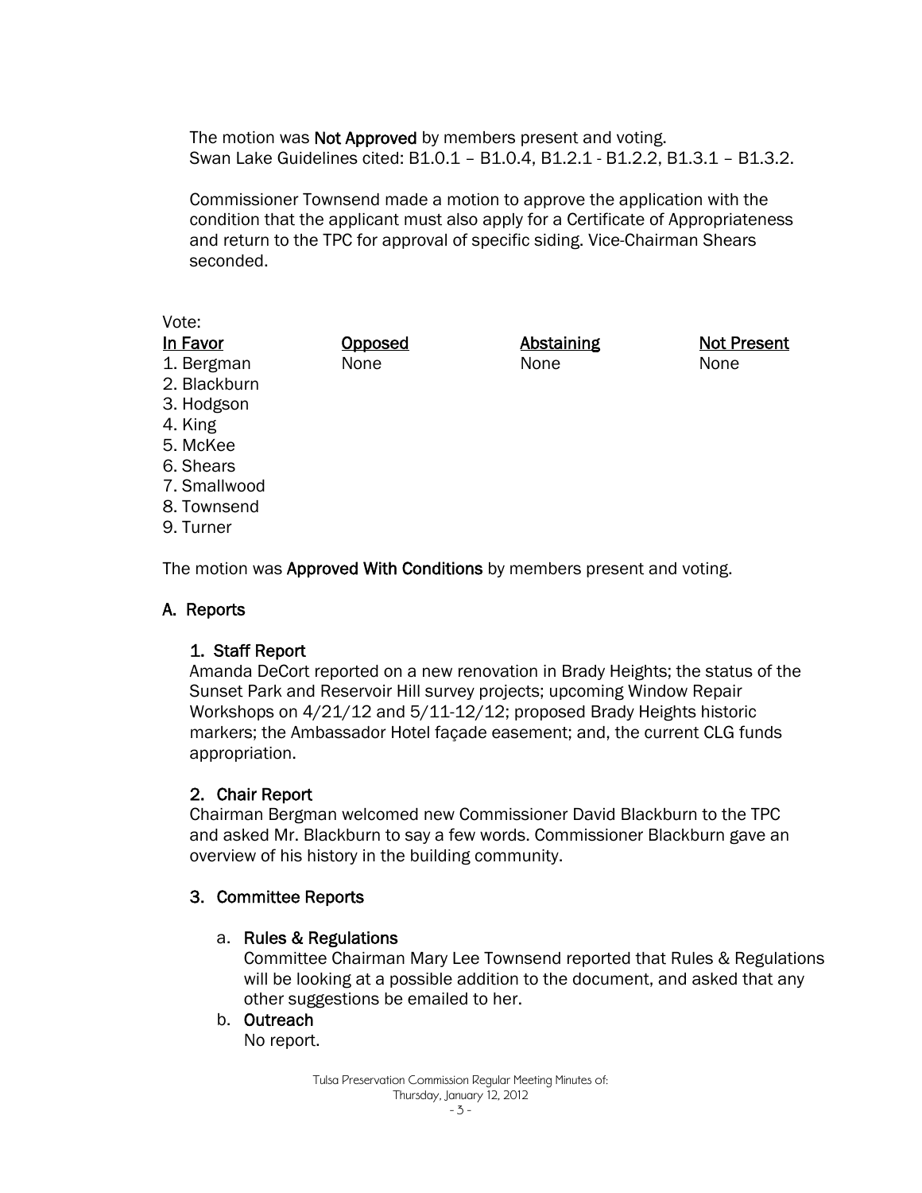The motion was **Not Approved** by members present and voting.
Swan Lake Guidelines cited: B1.0.1 – B1.0.4, B1.2.1 - B1.2.2, B1.3.1 – B1.3.2.

Commissioner Townsend made a motion to approve the application with the condition that the applicant must also apply for a Certificate of Appropriateness and return to the TPC for approval of specific siding. Vice-Chairman Shears seconded.

Vote:

| In Favor | Opposed | Abstaining | Not Present |
|---|---|---|---|
| 1. Bergman | None | None | None |
| 2. Blackburn | | | |
| 3. Hodgson | | | |
| 4. King | | | |
| 5. McKee | | | |
| 6. Shears | | | |
| 7. Smallwood | | | |
| 8. Townsend | | | |
| 9. Turner | | | |

The motion was **Approved With Conditions** by members present and voting.

## A. Reports

### 1. Staff Report

Amanda DeCort reported on a new renovation in Brady Heights; the status of the Sunset Park and Reservoir Hill survey projects; upcoming Window Repair Workshops on 4/21/12 and 5/11-12/12; proposed Brady Heights historic markers; the Ambassador Hotel façade easement; and, the current CLG funds appropriation.

### 2. Chair Report

Chairman Bergman welcomed new Commissioner David Blackburn to the TPC and asked Mr. Blackburn to say a few words. Commissioner Blackburn gave an overview of his history in the building community.

### 3. Committee Reports

a. **Rules & Regulations**
Committee Chairman Mary Lee Townsend reported that Rules & Regulations will be looking at a possible addition to the document, and asked that any other suggestions be emailed to her.

b. **Outreach**
No report.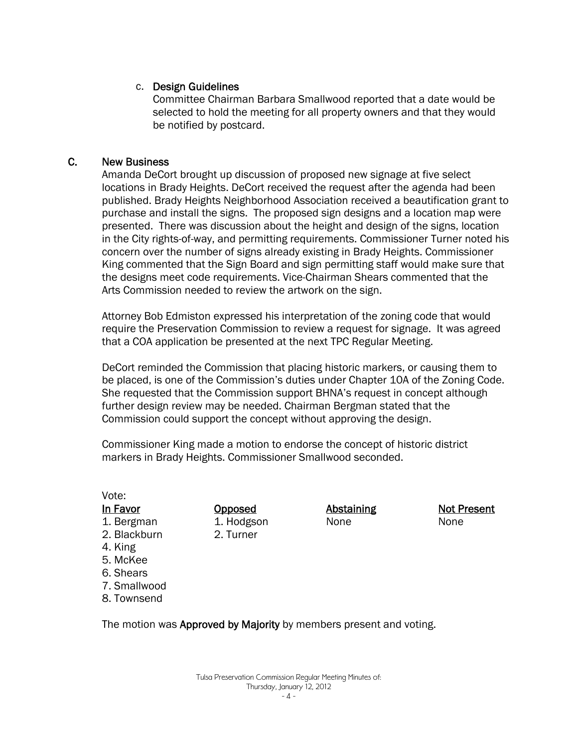c. **Design Guidelines**

Committee Chairman Barbara Smallwood reported that a date would be selected to hold the meeting for all property owners and that they would be notified by postcard.

## C. New Business

Amanda DeCort brought up discussion of proposed new signage at five select locations in Brady Heights. DeCort received the request after the agenda had been published. Brady Heights Neighborhood Association received a beautification grant to purchase and install the signs. The proposed sign designs and a location map were presented. There was discussion about the height and design of the signs, location in the City rights-of-way, and permitting requirements. Commissioner Turner noted his concern over the number of signs already existing in Brady Heights. Commissioner King commented that the Sign Board and sign permitting staff would make sure that the designs meet code requirements. Vice-Chairman Shears commented that the Arts Commission needed to review the artwork on the sign.

Attorney Bob Edmiston expressed his interpretation of the zoning code that would require the Preservation Commission to review a request for signage. It was agreed that a COA application be presented at the next TPC Regular Meeting.

DeCort reminded the Commission that placing historic markers, or causing them to be placed, is one of the Commission's duties under Chapter 10A of the Zoning Code. She requested that the Commission support BHNA's request in concept although further design review may be needed. Chairman Bergman stated that the Commission could support the concept without approving the design.

Commissioner King made a motion to endorse the concept of historic district markers in Brady Heights. Commissioner Smallwood seconded.

Vote:

| In Favor | Opposed | Abstaining | Not Present |
|---|---|---|---|
| 1. Bergman | 1. Hodgson | None | None |
| 2. Blackburn | 2. Turner | | |
| 4. King | | | |
| 5. McKee | | | |
| 6. Shears | | | |
| 7. Smallwood | | | |
| 8. Townsend | | | |

The motion was **Approved by Majority** by members present and voting.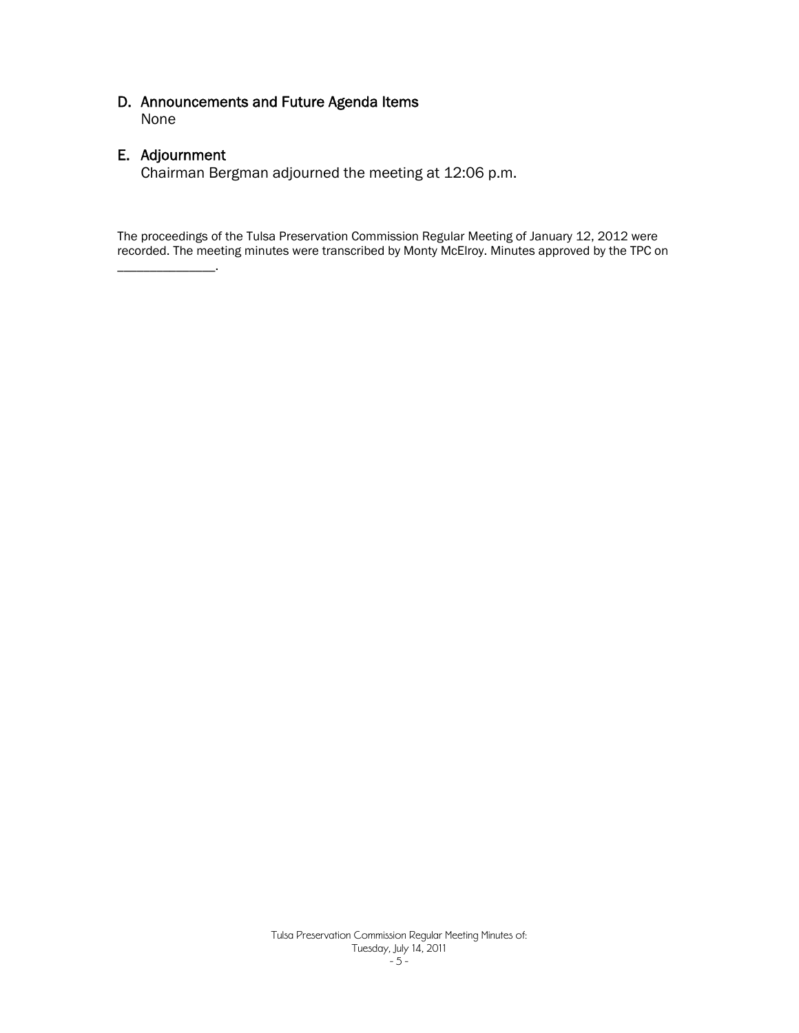## D. Announcements and Future Agenda Items

None

## E. Adjournment

Chairman Bergman adjourned the meeting at 12:06 p.m.

The proceedings of the Tulsa Preservation Commission Regular Meeting of January 12, 2012 were recorded. The meeting minutes were transcribed by Monty McElroy. Minutes approved by the TPC on _______________.